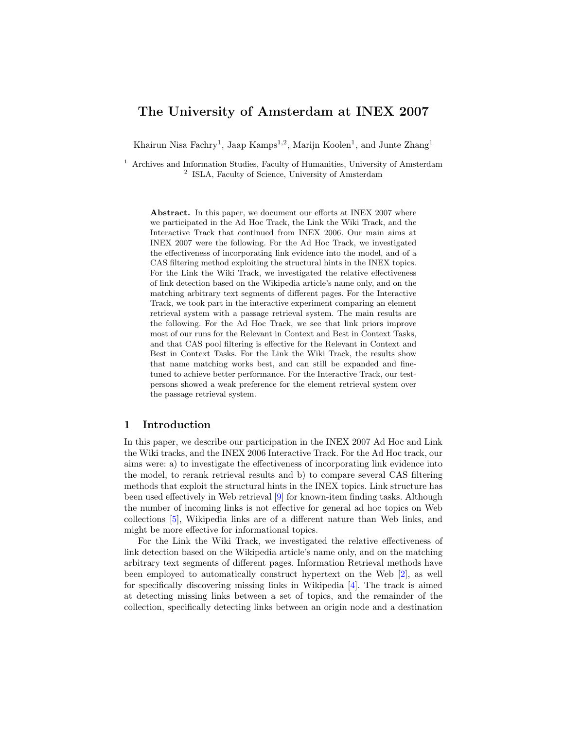# The University of Amsterdam at INEX 2007

Khairun Nisa Fachry[1], Jaap Kamps[1,2], Marijn Koolen[1], and Junte Zhang[1]

[1] Archives and Information Studies, Faculty of Humanities, University of Amsterdam
[2] ISLA, Faculty of Science, University of Amsterdam

**Abstract.** In this paper, we document our efforts at INEX 2007 where we participated in the Ad Hoc Track, the Link the Wiki Track, and the Interactive Track that continued from INEX 2006. Our main aims at INEX 2007 were the following. For the Ad Hoc Track, we investigated the effectiveness of incorporating link evidence into the model, and of a CAS filtering method exploiting the structural hints in the INEX topics. For the Link the Wiki Track, we investigated the relative effectiveness of link detection based on the Wikipedia article's name only, and on the matching arbitrary text segments of different pages. For the Interactive Track, we took part in the interactive experiment comparing an element retrieval system with a passage retrieval system. The main results are the following. For the Ad Hoc Track, we see that link priors improve most of our runs for the Relevant in Context and Best in Context Tasks, and that CAS pool filtering is effective for the Relevant in Context and Best in Context Tasks. For the Link the Wiki Track, the results show that name matching works best, and can still be expanded and fine-tuned to achieve better performance. For the Interactive Track, our test-persons showed a weak preference for the element retrieval system over the passage retrieval system.

## 1 Introduction

In this paper, we describe our participation in the INEX 2007 Ad Hoc and Link the Wiki tracks, and the INEX 2006 Interactive Track. For the Ad Hoc track, our aims were: a) to investigate the effectiveness of incorporating link evidence into the model, to rerank retrieval results and b) to compare several CAS filtering methods that exploit the structural hints in the INEX topics. Link structure has been used effectively in Web retrieval [9] for known-item finding tasks. Although the number of incoming links is not effective for general ad hoc topics on Web collections [5], Wikipedia links are of a different nature than Web links, and might be more effective for informational topics.

For the Link the Wiki Track, we investigated the relative effectiveness of link detection based on the Wikipedia article's name only, and on the matching arbitrary text segments of different pages. Information Retrieval methods have been employed to automatically construct hypertext on the Web [2], as well for specifically discovering missing links in Wikipedia [4]. The track is aimed at detecting missing links between a set of topics, and the remainder of the collection, specifically detecting links between an origin node and a destination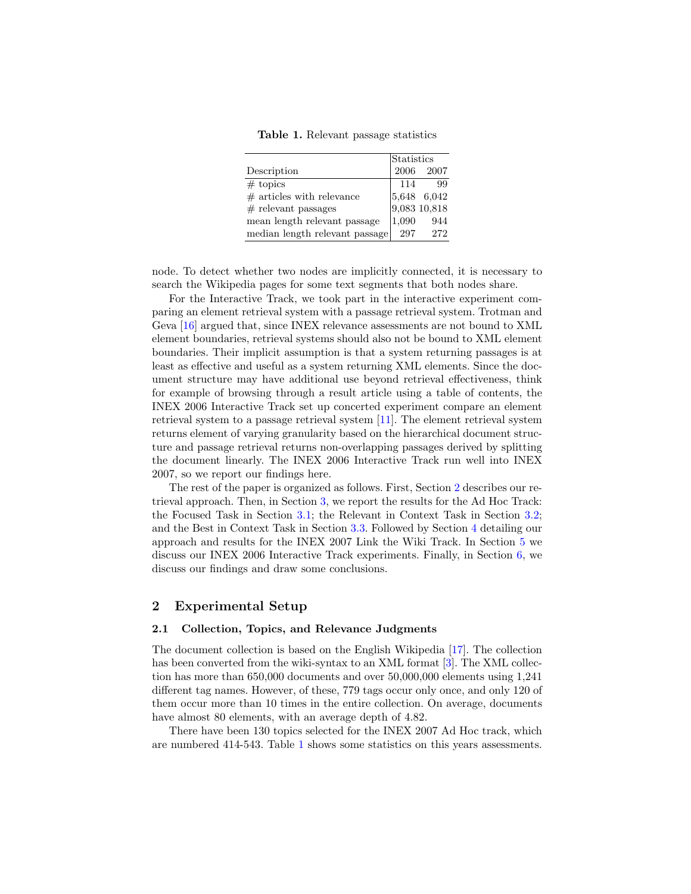**Table 1.** Relevant passage statistics

| Description | Statistics 2006 | 2007 |
|---|---|---|
| # topics | 114 | 99 |
| # articles with relevance | 5,648 | 6,042 |
| # relevant passages | 9,083 | 10,818 |
| mean length relevant passage | 1,090 | 944 |
| median length relevant passage | 297 | 272 |

node. To detect whether two nodes are implicitly connected, it is necessary to search the Wikipedia pages for some text segments that both nodes share.

For the Interactive Track, we took part in the interactive experiment comparing an element retrieval system with a passage retrieval system. Trotman and Geva [16] argued that, since INEX relevance assessments are not bound to XML element boundaries, retrieval systems should also not be bound to XML element boundaries. Their implicit assumption is that a system returning passages is at least as effective and useful as a system returning XML elements. Since the document structure may have additional use beyond retrieval effectiveness, think for example of browsing through a result article using a table of contents, the INEX 2006 Interactive Track set up concerted experiment compare an element retrieval system to a passage retrieval system [11]. The element retrieval system returns element of varying granularity based on the hierarchical document structure and passage retrieval returns non-overlapping passages derived by splitting the document linearly. The INEX 2006 Interactive Track run well into INEX 2007, so we report our findings here.

The rest of the paper is organized as follows. First, Section 2 describes our retrieval approach. Then, in Section 3, we report the results for the Ad Hoc Track: the Focused Task in Section 3.1; the Relevant in Context Task in Section 3.2; and the Best in Context Task in Section 3.3. Followed by Section 4 detailing our approach and results for the INEX 2007 Link the Wiki Track. In Section 5 we discuss our INEX 2006 Interactive Track experiments. Finally, in Section 6, we discuss our findings and draw some conclusions.

## 2 Experimental Setup

### 2.1 Collection, Topics, and Relevance Judgments

The document collection is based on the English Wikipedia [17]. The collection has been converted from the wiki-syntax to an XML format [3]. The XML collection has more than 650,000 documents and over 50,000,000 elements using 1,241 different tag names. However, of these, 779 tags occur only once, and only 120 of them occur more than 10 times in the entire collection. On average, documents have almost 80 elements, with an average depth of 4.82.

There have been 130 topics selected for the INEX 2007 Ad Hoc track, which are numbered 414-543. Table 1 shows some statistics on this years assessments.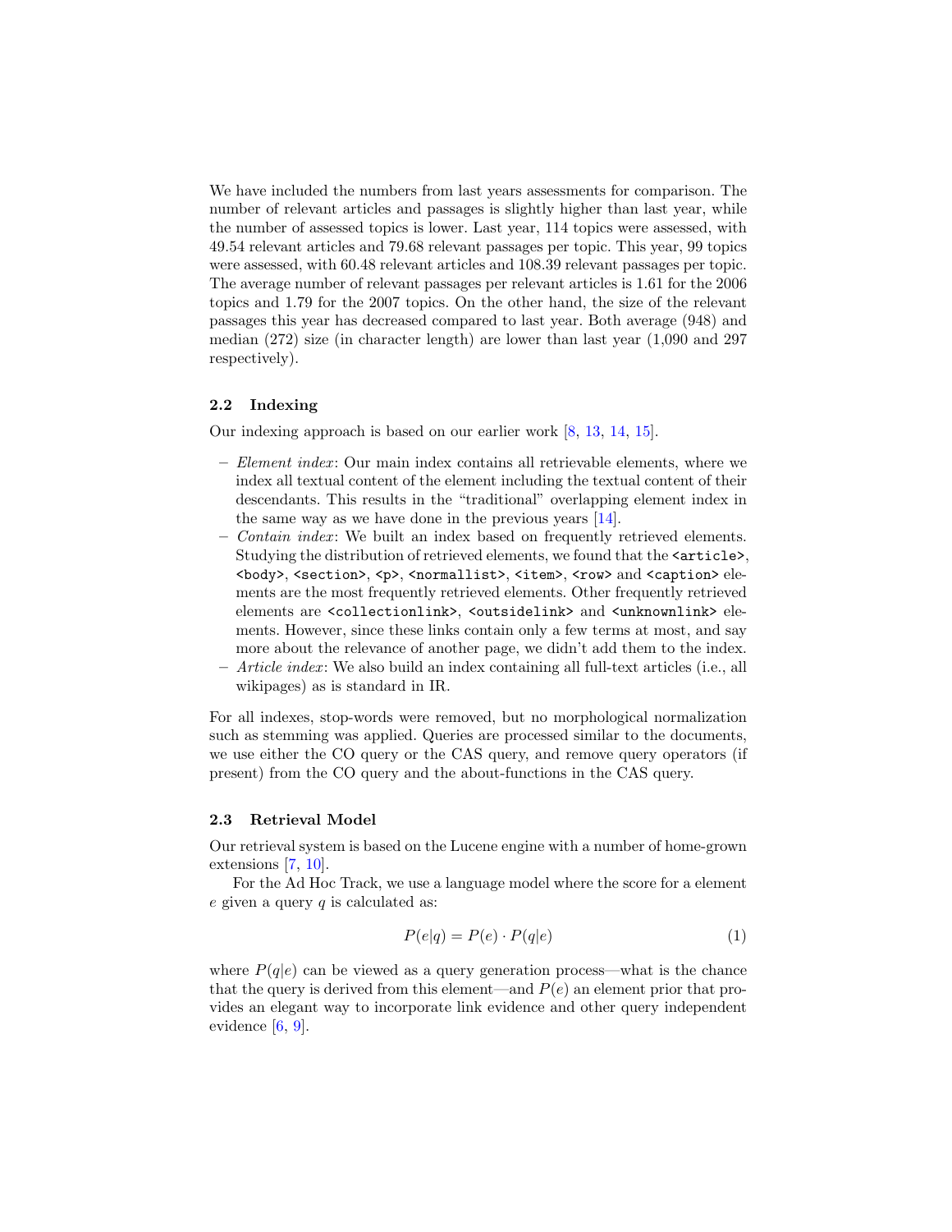We have included the numbers from last years assessments for comparison. The number of relevant articles and passages is slightly higher than last year, while the number of assessed topics is lower. Last year, 114 topics were assessed, with 49.54 relevant articles and 79.68 relevant passages per topic. This year, 99 topics were assessed, with 60.48 relevant articles and 108.39 relevant passages per topic. The average number of relevant passages per relevant articles is 1.61 for the 2006 topics and 1.79 for the 2007 topics. On the other hand, the size of the relevant passages this year has decreased compared to last year. Both average (948) and median (272) size (in character length) are lower than last year (1,090 and 297 respectively).

### 2.2 Indexing

Our indexing approach is based on our earlier work [8, 13, 14, 15].

- *Element index*: Our main index contains all retrievable elements, where we index all textual content of the element including the textual content of their descendants. This results in the "traditional" overlapping element index in the same way as we have done in the previous years [14].
- *Contain index*: We built an index based on frequently retrieved elements. Studying the distribution of retrieved elements, we found that the `<article>`, `<body>`, `<section>`, `<p>`, `<normallist>`, `<item>`, `<row>` and `<caption>` elements are the most frequently retrieved elements. Other frequently retrieved elements are `<collectionlink>`, `<outsidelink>` and `<unknownlink>` elements. However, since these links contain only a few terms at most, and say more about the relevance of another page, we didn't add them to the index.
- *Article index*: We also build an index containing all full-text articles (i.e., all wikipages) as is standard in IR.

For all indexes, stop-words were removed, but no morphological normalization such as stemming was applied. Queries are processed similar to the documents, we use either the CO query or the CAS query, and remove query operators (if present) from the CO query and the about-functions in the CAS query.

### 2.3 Retrieval Model

Our retrieval system is based on the Lucene engine with a number of home-grown extensions [7, 10].

For the Ad Hoc Track, we use a language model where the score for a element $e$ given a query $q$ is calculated as:

$$P(e|q) = P(e) \cdot P(q|e) \tag{1}$$

where $P(q|e)$ can be viewed as a query generation process—what is the chance that the query is derived from this element—and $P(e)$ an element prior that provides an elegant way to incorporate link evidence and other query independent evidence [6, 9].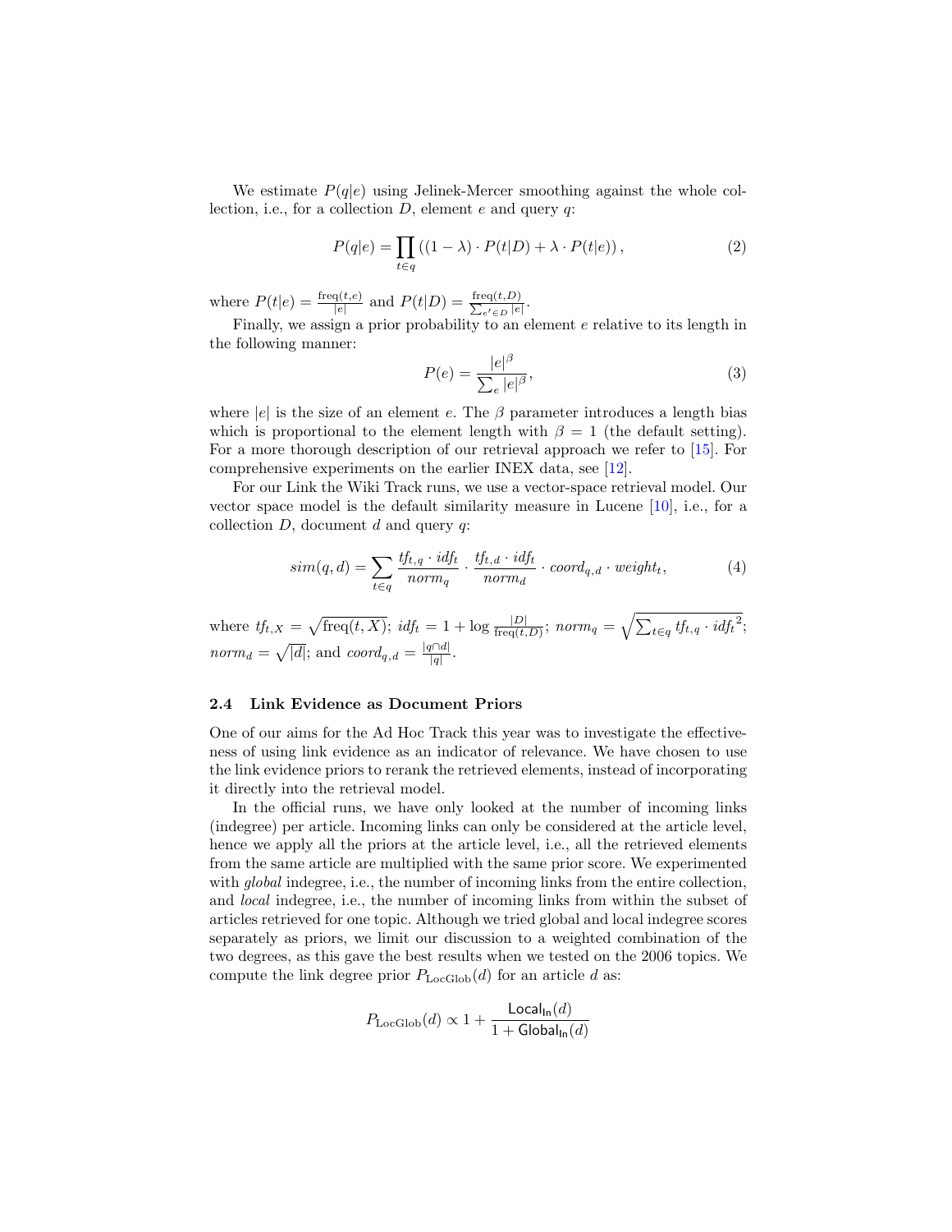We estimate $P(q|e)$ using Jelinek-Mercer smoothing against the whole collection, i.e., for a collection $D$, element $e$ and query $q$:

$$P(q|e) = \prod_{t \in q} \left( (1 - \lambda) \cdot P(t|D) + \lambda \cdot P(t|e) \right), \tag{2}$$

where $P(t|e) = \frac{\text{freq}(t,e)}{|e|}$ and $P(t|D) = \frac{\text{freq}(t,D)}{\sum_{e' \in D} |e|}$.

Finally, we assign a prior probability to an element $e$ relative to its length in the following manner:

$$P(e) = \frac{|e|^{\beta}}{\sum_{e} |e|^{\beta}}, \tag{3}$$

where $|e|$ is the size of an element $e$. The $\beta$ parameter introduces a length bias which is proportional to the element length with $\beta = 1$ (the default setting). For a more thorough description of our retrieval approach we refer to [15]. For comprehensive experiments on the earlier INEX data, see [12].

For our Link the Wiki Track runs, we use a vector-space retrieval model. Our vector space model is the default similarity measure in Lucene [10], i.e., for a collection $D$, document $d$ and query $q$:

$$sim(q,d) = \sum_{t \in q} \frac{tf_{t,q} \cdot idf_t}{norm_q} \cdot \frac{tf_{t,d} \cdot idf_t}{norm_d} \cdot coord_{q,d} \cdot weight_t, \tag{4}$$

where $tf_{t,X} = \sqrt{\text{freq}(t,X)}$; $idf_t = 1 + \log \frac{|D|}{\text{freq}(t,D)}$; $norm_q = \sqrt{\sum_{t \in q} tf_{t,q} \cdot idf_t^{\,2}}$; $norm_d = \sqrt{|d|}$; and $coord_{q,d} = \frac{|q \cap d|}{|q|}$.

### 2.4 Link Evidence as Document Priors

One of our aims for the Ad Hoc Track this year was to investigate the effectiveness of using link evidence as an indicator of relevance. We have chosen to use the link evidence priors to rerank the retrieved elements, instead of incorporating it directly into the retrieval model.

In the official runs, we have only looked at the number of incoming links (indegree) per article. Incoming links can only be considered at the article level, hence we apply all the priors at the article level, i.e., all the retrieved elements from the same article are multiplied with the same prior score. We experimented with *global* indegree, i.e., the number of incoming links from the entire collection, and *local* indegree, i.e., the number of incoming links from within the subset of articles retrieved for one topic. Although we tried global and local indegree scores separately as priors, we limit our discussion to a weighted combination of the two degrees, as this gave the best results when we tested on the 2006 topics. We compute the link degree prior $P_{\text{LocGlob}}(d)$ for an article $d$ as:

$$P_{\text{LocGlob}}(d) \propto 1 + \frac{\mathsf{Local}_{\mathsf{In}}(d)}{1 + \mathsf{Global}_{\mathsf{In}}(d)}$$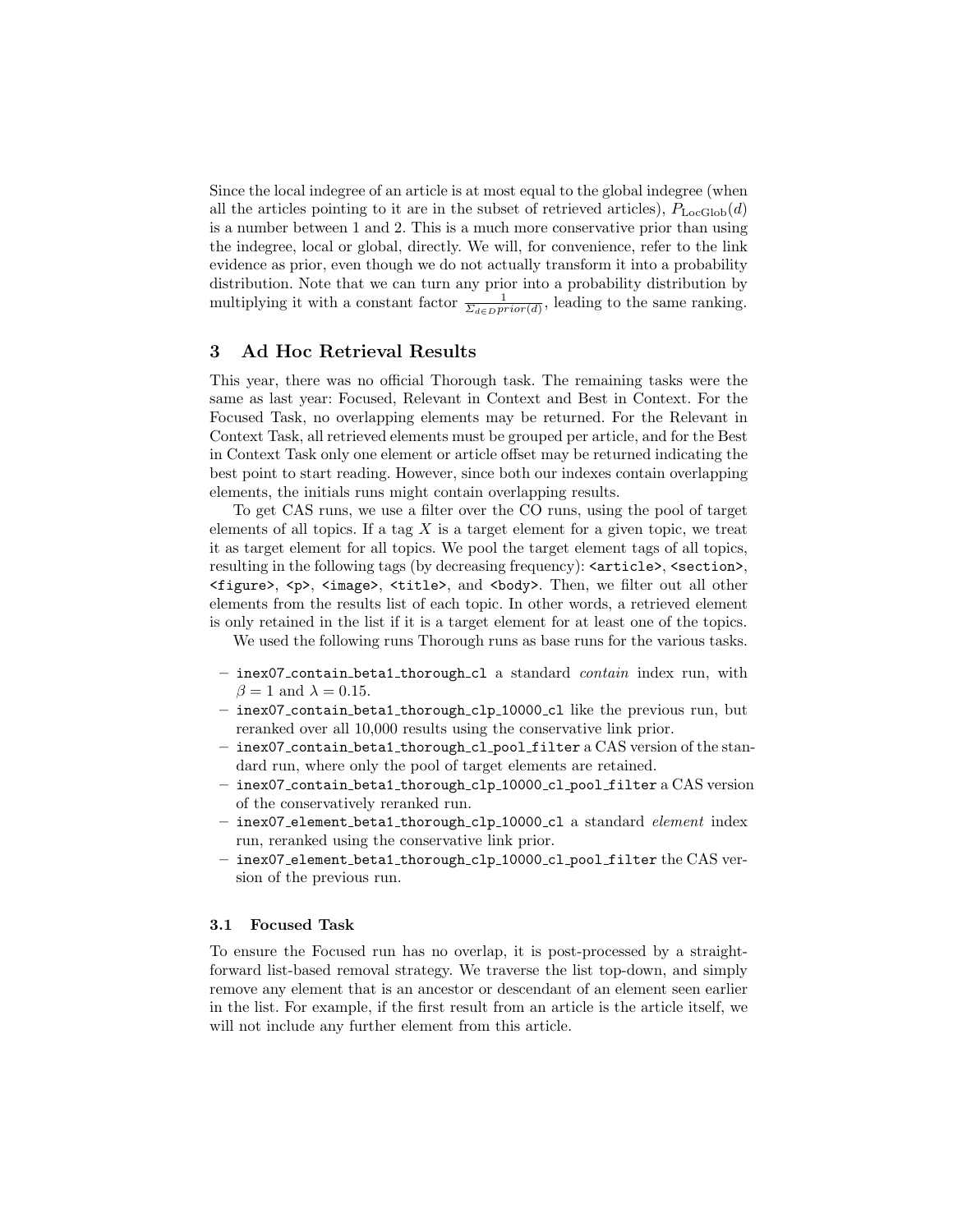Since the local indegree of an article is at most equal to the global indegree (when all the articles pointing to it are in the subset of retrieved articles), $P_{\text{LocGlob}}(d)$ is a number between 1 and 2. This is a much more conservative prior than using the indegree, local or global, directly. We will, for convenience, refer to the link evidence as prior, even though we do not actually transform it into a probability distribution. Note that we can turn any prior into a probability distribution by multiplying it with a constant factor $\frac{1}{\Sigma_{d \in D} prior(d)}$, leading to the same ranking.

## 3 Ad Hoc Retrieval Results

This year, there was no official Thorough task. The remaining tasks were the same as last year: Focused, Relevant in Context and Best in Context. For the Focused Task, no overlapping elements may be returned. For the Relevant in Context Task, all retrieved elements must be grouped per article, and for the Best in Context Task only one element or article offset may be returned indicating the best point to start reading. However, since both our indexes contain overlapping elements, the initials runs might contain overlapping results.

To get CAS runs, we use a filter over the CO runs, using the pool of target elements of all topics. If a tag $X$ is a target element for a given topic, we treat it as target element for all topics. We pool the target element tags of all topics, resulting in the following tags (by decreasing frequency): `<article>`, `<section>`, `<figure>`, `<p>`, `<image>`, `<title>`, and `<body>`. Then, we filter out all other elements from the results list of each topic. In other words, a retrieved element is only retained in the list if it is a target element for at least one of the topics.

We used the following runs Thorough runs as base runs for the various tasks.

- `inex07_contain_beta1_thorough_cl` a standard *contain* index run, with $\beta = 1$ and $\lambda = 0.15$.
- `inex07_contain_beta1_thorough_clp_10000_cl` like the previous run, but reranked over all 10,000 results using the conservative link prior.
- `inex07_contain_beta1_thorough_cl_pool_filter` a CAS version of the standard run, where only the pool of target elements are retained.
- `inex07_contain_beta1_thorough_clp_10000_cl_pool_filter` a CAS version of the conservatively reranked run.
- `inex07_element_beta1_thorough_clp_10000_cl` a standard *element* index run, reranked using the conservative link prior.
- `inex07_element_beta1_thorough_clp_10000_cl_pool_filter` the CAS version of the previous run.

### 3.1 Focused Task

To ensure the Focused run has no overlap, it is post-processed by a straightforward list-based removal strategy. We traverse the list top-down, and simply remove any element that is an ancestor or descendant of an element seen earlier in the list. For example, if the first result from an article is the article itself, we will not include any further element from this article.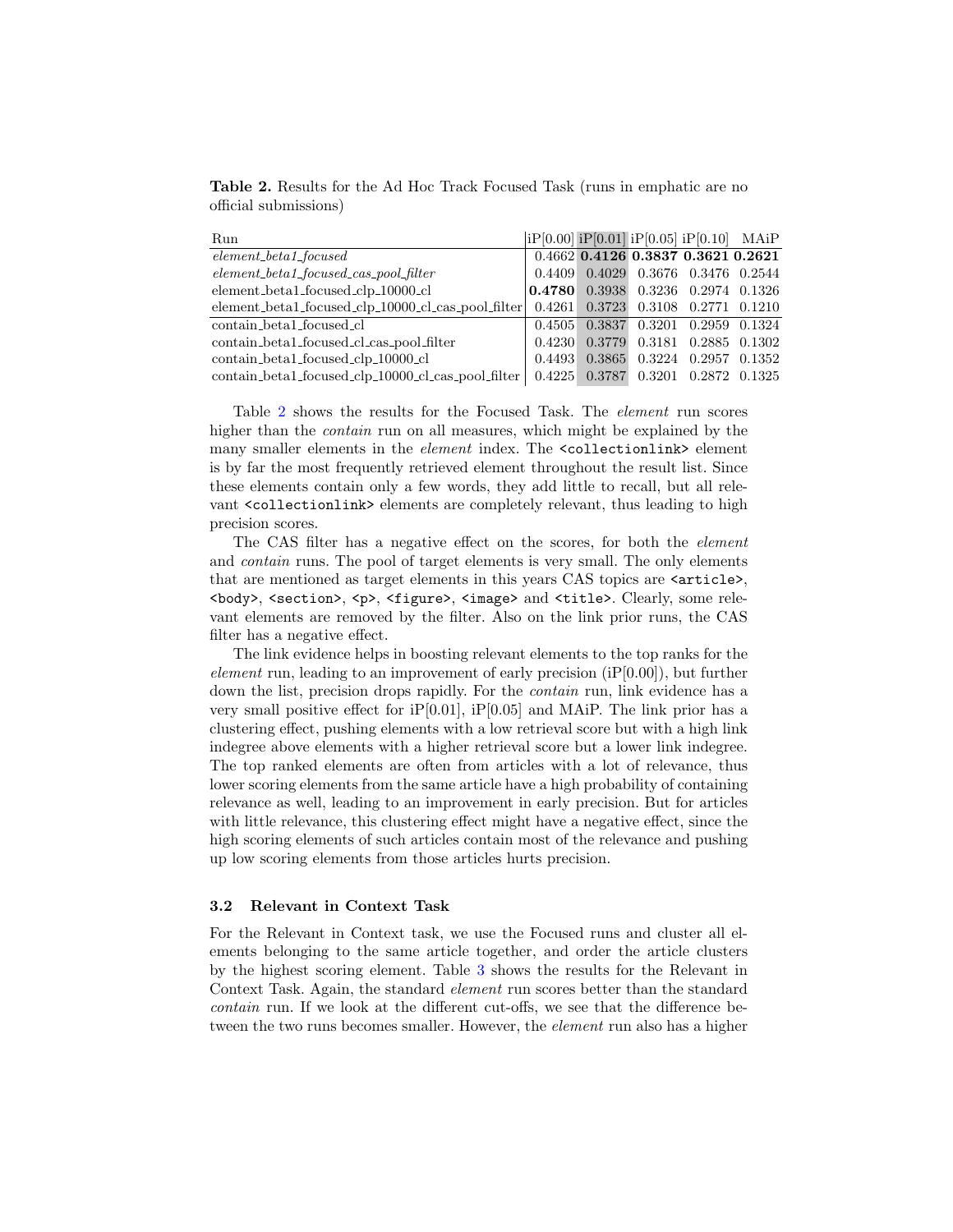**Table 2.** Results for the Ad Hoc Track Focused Task (runs in emphatic are no official submissions)

| Run | iP[0.00] | iP[0.01] | iP[0.05] | iP[0.10] | MAiP |
|---|---|---|---|---|---|
| *element_beta1_focused* | 0.4662 | **0.4126** | **0.3837** | **0.3621** | **0.2621** |
| *element_beta1_focused_cas_pool_filter* | 0.4409 | 0.4029 | 0.3676 | 0.3476 | 0.2544 |
| element_beta1_focused_clp_10000_cl | **0.4780** | 0.3938 | 0.3236 | 0.2974 | 0.1326 |
| element_beta1_focused_clp_10000_cl_cas_pool_filter | 0.4261 | 0.3723 | 0.3108 | 0.2771 | 0.1210 |
| contain_beta1_focused_cl | 0.4505 | 0.3837 | 0.3201 | 0.2959 | 0.1324 |
| contain_beta1_focused_cl_cas_pool_filter | 0.4230 | 0.3779 | 0.3181 | 0.2885 | 0.1302 |
| contain_beta1_focused_clp_10000_cl | 0.4493 | 0.3865 | 0.3224 | 0.2957 | 0.1352 |
| contain_beta1_focused_clp_10000_cl_cas_pool_filter | 0.4225 | 0.3787 | 0.3201 | 0.2872 | 0.1325 |

Table 2 shows the results for the Focused Task. The *element* run scores higher than the *contain* run on all measures, which might be explained by the many smaller elements in the *element* index. The `<collectionlink>` element is by far the most frequently retrieved element throughout the result list. Since these elements contain only a few words, they add little to recall, but all relevant `<collectionlink>` elements are completely relevant, thus leading to high precision scores.

The CAS filter has a negative effect on the scores, for both the *element* and *contain* runs. The pool of target elements is very small. The only elements that are mentioned as target elements in this years CAS topics are `<article>`, `<body>`, `<section>`, `<p>`, `<figure>`, `<image>` and `<title>`. Clearly, some relevant elements are removed by the filter. Also on the link prior runs, the CAS filter has a negative effect.

The link evidence helps in boosting relevant elements to the top ranks for the *element* run, leading to an improvement of early precision (iP[0.00]), but further down the list, precision drops rapidly. For the *contain* run, link evidence has a very small positive effect for iP[0.01], iP[0.05] and MAiP. The link prior has a clustering effect, pushing elements with a low retrieval score but with a high link indegree above elements with a higher retrieval score but a lower link indegree. The top ranked elements are often from articles with a lot of relevance, thus lower scoring elements from the same article have a high probability of containing relevance as well, leading to an improvement in early precision. But for articles with little relevance, this clustering effect might have a negative effect, since the high scoring elements of such articles contain most of the relevance and pushing up low scoring elements from those articles hurts precision.

### 3.2 Relevant in Context Task

For the Relevant in Context task, we use the Focused runs and cluster all elements belonging to the same article together, and order the article clusters by the highest scoring element. Table 3 shows the results for the Relevant in Context Task. Again, the standard *element* run scores better than the standard *contain* run. If we look at the different cut-offs, we see that the difference between the two runs becomes smaller. However, the *element* run also has a higher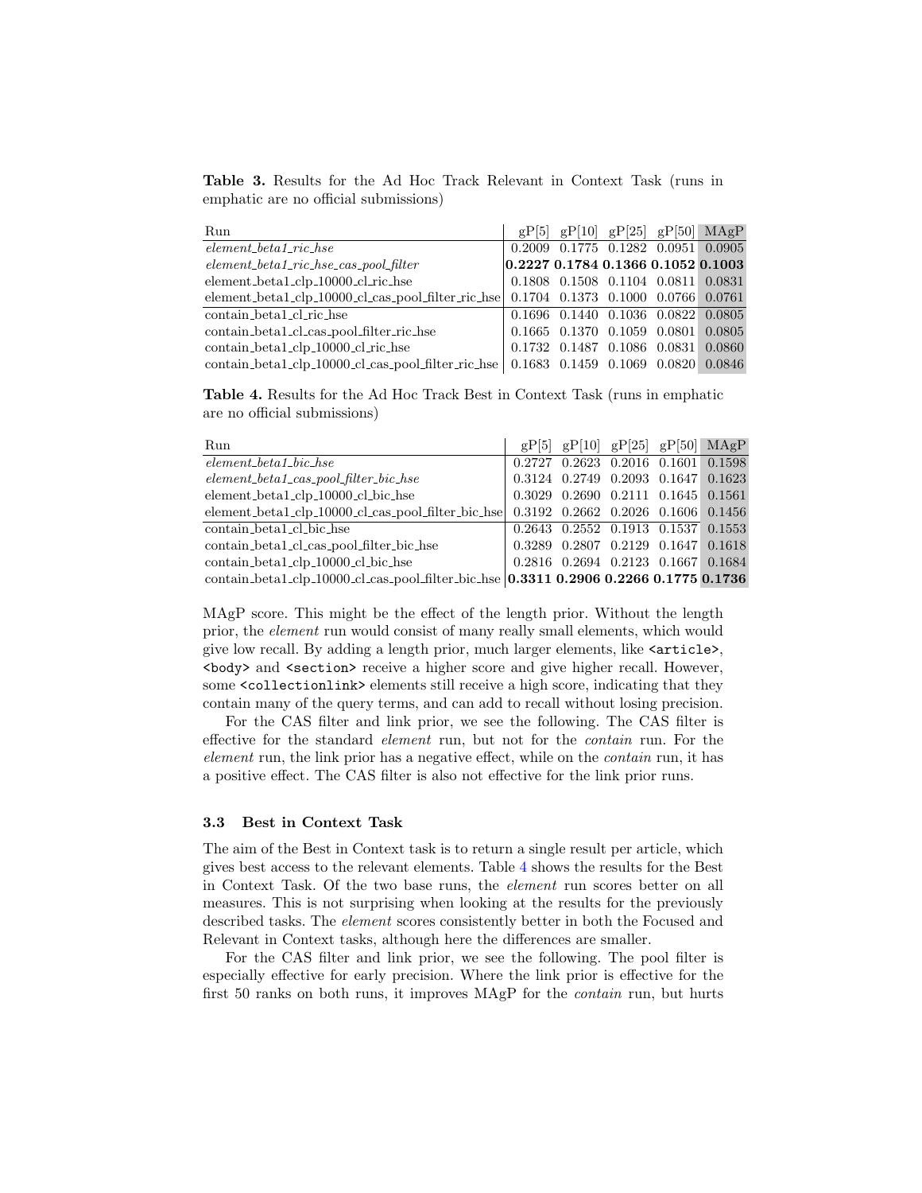**Table 3.** Results for the Ad Hoc Track Relevant in Context Task (runs in emphatic are no official submissions)

| Run | gP[5] | gP[10] | gP[25] | gP[50] | MAgP |
|---|---|---|---|---|---|
| *element_beta1_ric_hse* | 0.2009 | 0.1775 | 0.1282 | 0.0951 | 0.0905 |
| *element_beta1_ric_hse_cas_pool_filter* | **0.2227** | **0.1784** | **0.1366** | **0.1052** | **0.1003** |
| element_beta1_clp_10000_cl_ric_hse | 0.1808 | 0.1508 | 0.1104 | 0.0811 | 0.0831 |
| element_beta1_clp_10000_cl_cas_pool_filter_ric_hse | 0.1704 | 0.1373 | 0.1000 | 0.0766 | 0.0761 |
| contain_beta1_cl_ric_hse | 0.1696 | 0.1440 | 0.1036 | 0.0822 | 0.0805 |
| contain_beta1_cl_cas_pool_filter_ric_hse | 0.1665 | 0.1370 | 0.1059 | 0.0801 | 0.0805 |
| contain_beta1_clp_10000_cl_ric_hse | 0.1732 | 0.1487 | 0.1086 | 0.0831 | 0.0860 |
| contain_beta1_clp_10000_cl_cas_pool_filter_ric_hse | 0.1683 | 0.1459 | 0.1069 | 0.0820 | 0.0846 |

**Table 4.** Results for the Ad Hoc Track Best in Context Task (runs in emphatic are no official submissions)

| Run | gP[5] | gP[10] | gP[25] | gP[50] | MAgP |
|---|---|---|---|---|---|
| *element_beta1_bic_hse* | 0.2727 | 0.2623 | 0.2016 | 0.1601 | 0.1598 |
| *element_beta1_cas_pool_filter_bic_hse* | 0.3124 | 0.2749 | 0.2093 | 0.1647 | 0.1623 |
| element_beta1_clp_10000_cl_bic_hse | 0.3029 | 0.2690 | 0.2111 | 0.1645 | 0.1561 |
| element_beta1_clp_10000_cl_cas_pool_filter_bic_hse | 0.3192 | 0.2662 | 0.2026 | 0.1606 | 0.1456 |
| contain_beta1_cl_bic_hse | 0.2643 | 0.2552 | 0.1913 | 0.1537 | 0.1553 |
| contain_beta1_cl_cas_pool_filter_bic_hse | 0.3289 | 0.2807 | 0.2129 | 0.1647 | 0.1618 |
| contain_beta1_clp_10000_cl_bic_hse | 0.2816 | 0.2694 | 0.2123 | 0.1667 | 0.1684 |
| contain_beta1_clp_10000_cl_cas_pool_filter_bic_hse | **0.3311** | **0.2906** | **0.2266** | **0.1775** | **0.1736** |

MAgP score. This might be the effect of the length prior. Without the length prior, the *element* run would consist of many really small elements, which would give low recall. By adding a length prior, much larger elements, like `<article>`, `<body>` and `<section>` receive a higher score and give higher recall. However, some `<collectionlink>` elements still receive a high score, indicating that they contain many of the query terms, and can add to recall without losing precision.

For the CAS filter and link prior, we see the following. The CAS filter is effective for the standard *element* run, but not for the *contain* run. For the *element* run, the link prior has a negative effect, while on the *contain* run, it has a positive effect. The CAS filter is also not effective for the link prior runs.

### 3.3 Best in Context Task

The aim of the Best in Context task is to return a single result per article, which gives best access to the relevant elements. Table 4 shows the results for the Best in Context Task. Of the two base runs, the *element* run scores better on all measures. This is not surprising when looking at the results for the previously described tasks. The *element* scores consistently better in both the Focused and Relevant in Context tasks, although here the differences are smaller.

For the CAS filter and link prior, we see the following. The pool filter is especially effective for early precision. Where the link prior is effective for the first 50 ranks on both runs, it improves MAgP for the *contain* run, but hurts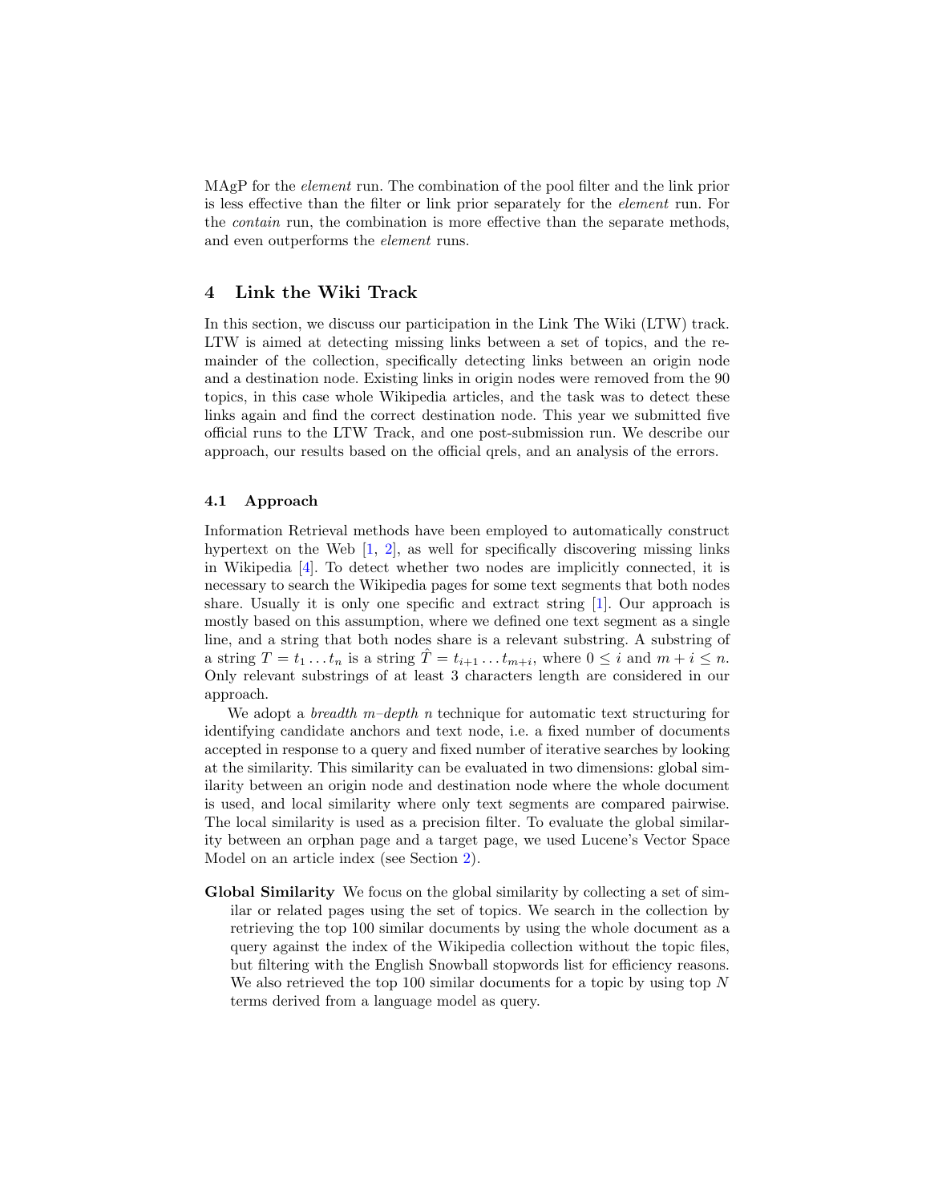MAgP for the *element* run. The combination of the pool filter and the link prior is less effective than the filter or link prior separately for the *element* run. For the *contain* run, the combination is more effective than the separate methods, and even outperforms the *element* runs.

## 4 Link the Wiki Track

In this section, we discuss our participation in the Link The Wiki (LTW) track. LTW is aimed at detecting missing links between a set of topics, and the remainder of the collection, specifically detecting links between an origin node and a destination node. Existing links in origin nodes were removed from the 90 topics, in this case whole Wikipedia articles, and the task was to detect these links again and find the correct destination node. This year we submitted five official runs to the LTW Track, and one post-submission run. We describe our approach, our results based on the official qrels, and an analysis of the errors.

### 4.1 Approach

Information Retrieval methods have been employed to automatically construct hypertext on the Web [1, 2], as well for specifically discovering missing links in Wikipedia [4]. To detect whether two nodes are implicitly connected, it is necessary to search the Wikipedia pages for some text segments that both nodes share. Usually it is only one specific and extract string [1]. Our approach is mostly based on this assumption, where we defined one text segment as a single line, and a string that both nodes share is a relevant substring. A substring of a string $T = t_1 \ldots t_n$ is a string $\hat{T} = t_{i+1} \ldots t_{m+i}$, where $0 \leq i$ and $m + i \leq n$. Only relevant substrings of at least 3 characters length are considered in our approach.

We adopt a *breadth m–depth n* technique for automatic text structuring for identifying candidate anchors and text node, i.e. a fixed number of documents accepted in response to a query and fixed number of iterative searches by looking at the similarity. This similarity can be evaluated in two dimensions: global similarity between an origin node and destination node where the whole document is used, and local similarity where only text segments are compared pairwise. The local similarity is used as a precision filter. To evaluate the global similarity between an orphan page and a target page, we used Lucene's Vector Space Model on an article index (see Section 2).

**Global Similarity** We focus on the global similarity by collecting a set of similar or related pages using the set of topics. We search in the collection by retrieving the top 100 similar documents by using the whole document as a query against the index of the Wikipedia collection without the topic files, but filtering with the English Snowball stopwords list for efficiency reasons. We also retrieved the top 100 similar documents for a topic by using top $N$ terms derived from a language model as query.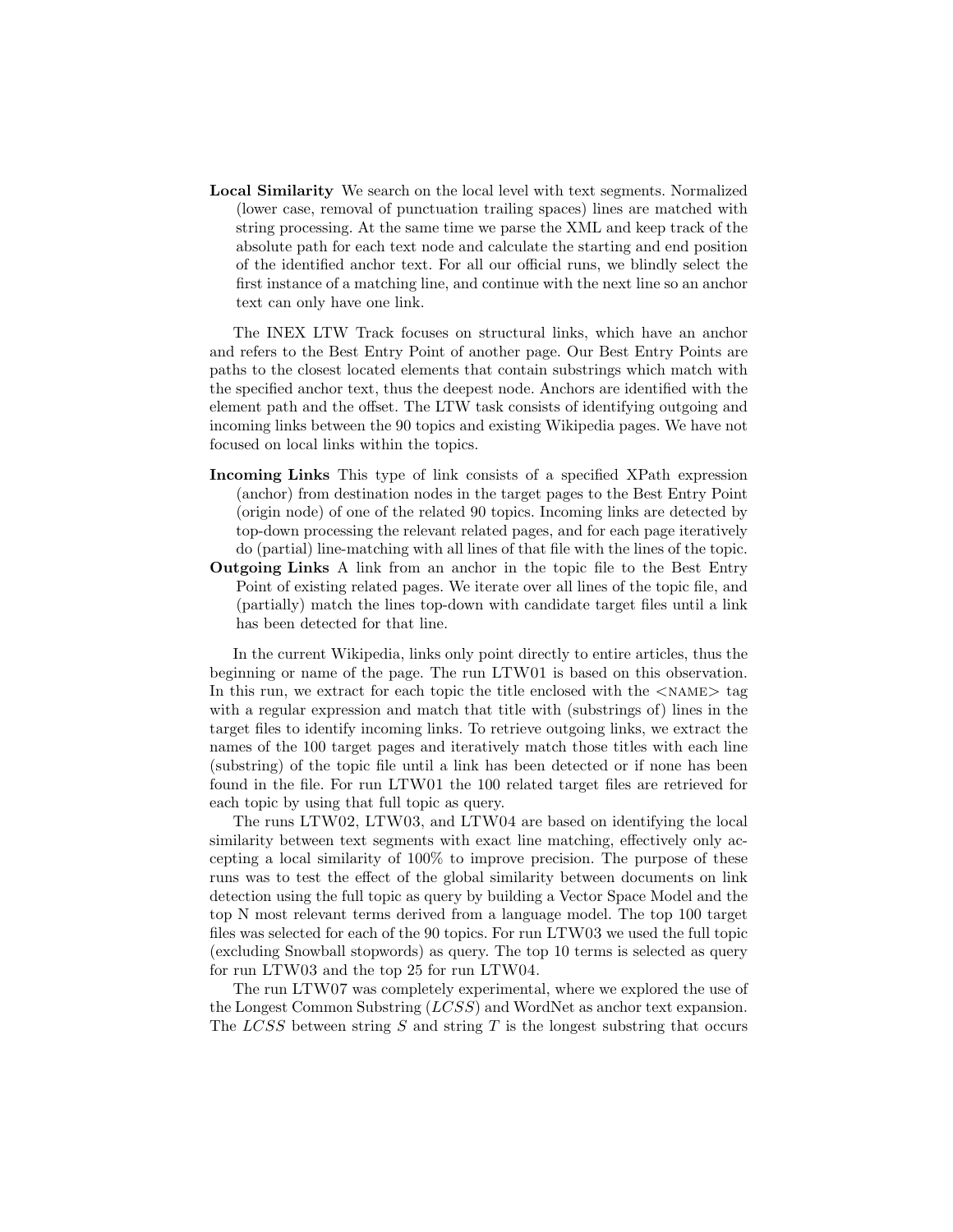**Local Similarity** We search on the local level with text segments. Normalized (lower case, removal of punctuation trailing spaces) lines are matched with string processing. At the same time we parse the XML and keep track of the absolute path for each text node and calculate the starting and end position of the identified anchor text. For all our official runs, we blindly select the first instance of a matching line, and continue with the next line so an anchor text can only have one link.

The INEX LTW Track focuses on structural links, which have an anchor and refers to the Best Entry Point of another page. Our Best Entry Points are paths to the closest located elements that contain substrings which match with the specified anchor text, thus the deepest node. Anchors are identified with the element path and the offset. The LTW task consists of identifying outgoing and incoming links between the 90 topics and existing Wikipedia pages. We have not focused on local links within the topics.

**Incoming Links** This type of link consists of a specified XPath expression (anchor) from destination nodes in the target pages to the Best Entry Point (origin node) of one of the related 90 topics. Incoming links are detected by top-down processing the relevant related pages, and for each page iteratively do (partial) line-matching with all lines of that file with the lines of the topic.

**Outgoing Links** A link from an anchor in the topic file to the Best Entry Point of existing related pages. We iterate over all lines of the topic file, and (partially) match the lines top-down with candidate target files until a link has been detected for that line.

In the current Wikipedia, links only point directly to entire articles, thus the beginning or name of the page. The run LTW01 is based on this observation. In this run, we extract for each topic the title enclosed with the <NAME> tag with a regular expression and match that title with (substrings of) lines in the target files to identify incoming links. To retrieve outgoing links, we extract the names of the 100 target pages and iteratively match those titles with each line (substring) of the topic file until a link has been detected or if none has been found in the file. For run LTW01 the 100 related target files are retrieved for each topic by using that full topic as query.

The runs LTW02, LTW03, and LTW04 are based on identifying the local similarity between text segments with exact line matching, effectively only accepting a local similarity of 100% to improve precision. The purpose of these runs was to test the effect of the global similarity between documents on link detection using the full topic as query by building a Vector Space Model and the top N most relevant terms derived from a language model. The top 100 target files was selected for each of the 90 topics. For run LTW03 we used the full topic (excluding Snowball stopwords) as query. The top 10 terms is selected as query for run LTW03 and the top 25 for run LTW04.

The run LTW07 was completely experimental, where we explored the use of the Longest Common Substring ($LCSS$) and WordNet as anchor text expansion. The $LCSS$ between string $S$ and string $T$ is the longest substring that occurs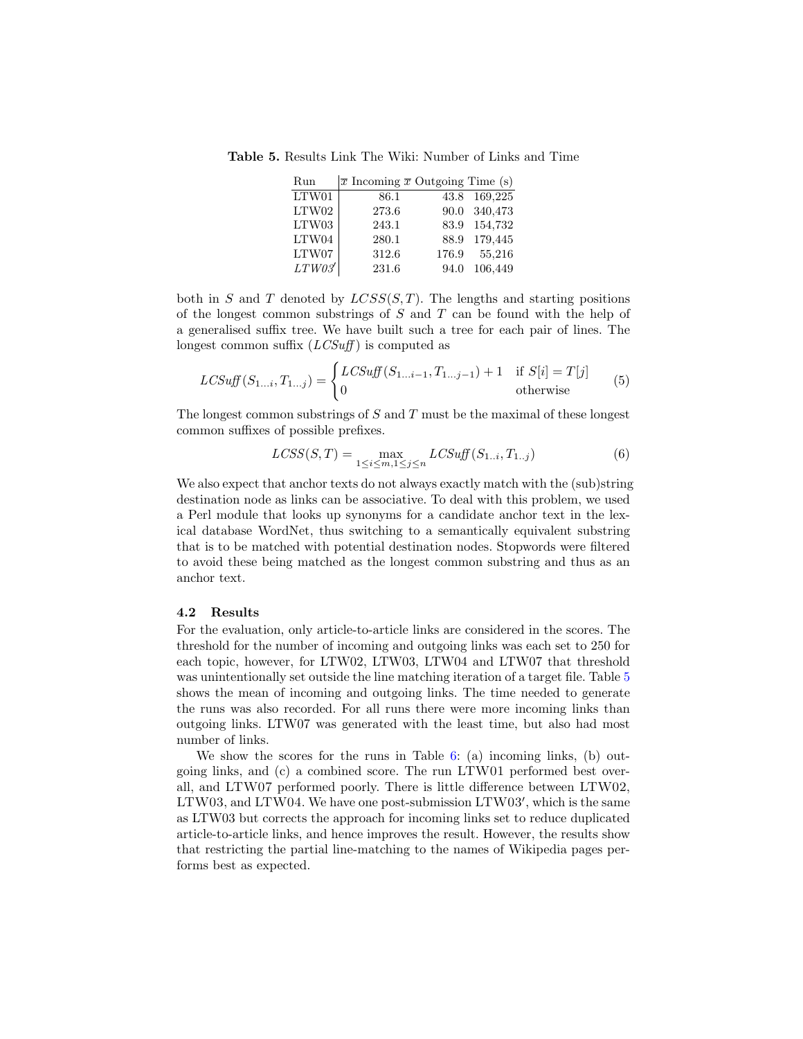**Table 5.** Results Link The Wiki: Number of Links and Time

| Run | $\overline{x}$ Incoming | $\overline{x}$ Outgoing | Time (s) |
|---|---|---|---|
| LTW01 | 86.1 | 43.8 | 169,225 |
| LTW02 | 273.6 | 90.0 | 340,473 |
| LTW03 | 243.1 | 83.9 | 154,732 |
| LTW04 | 280.1 | 88.9 | 179,445 |
| LTW07 | 312.6 | 176.9 | 55,216 |
| *LTW03′* | 231.6 | 94.0 | 106,449 |

both in $S$ and $T$ denoted by $LCSS(S,T)$. The lengths and starting positions of the longest common substrings of $S$ and $T$ can be found with the help of a generalised suffix tree. We have built such a tree for each pair of lines. The longest common suffix (*LCSuff*) is computed as

$$LCSuff(S_{1...i}, T_{1...j}) = \begin{cases} LCSuff(S_{1...i-1}, T_{1...j-1}) + 1 & \text{if } S[i] = T[j] \\ 0 & \text{otherwise} \end{cases} \quad (5)$$

The longest common substrings of $S$ and $T$ must be the maximal of these longest common suffixes of possible prefixes.

$$LCSS(S,T) = \max_{1 \leq i \leq m, 1 \leq j \leq n} LCSuff(S_{1..i}, T_{1..j}) \quad (6)$$

We also expect that anchor texts do not always exactly match with the (sub)string destination node as links can be associative. To deal with this problem, we used a Perl module that looks up synonyms for a candidate anchor text in the lexical database WordNet, thus switching to a semantically equivalent substring that is to be matched with potential destination nodes. Stopwords were filtered to avoid these being matched as the longest common substring and thus as an anchor text.

### 4.2 Results

For the evaluation, only article-to-article links are considered in the scores. The threshold for the number of incoming and outgoing links was each set to 250 for each topic, however, for LTW02, LTW03, LTW04 and LTW07 that threshold was unintentionally set outside the line matching iteration of a target file. Table 5 shows the mean of incoming and outgoing links. The time needed to generate the runs was also recorded. For all runs there were more incoming links than outgoing links. LTW07 was generated with the least time, but also had most number of links.

We show the scores for the runs in Table 6: (a) incoming links, (b) outgoing links, and (c) a combined score. The run LTW01 performed best overall, and LTW07 performed poorly. There is little difference between LTW02, LTW03, and LTW04. We have one post-submission LTW03′, which is the same as LTW03 but corrects the approach for incoming links set to reduce duplicated article-to-article links, and hence improves the result. However, the results show that restricting the partial line-matching to the names of Wikipedia pages performs best as expected.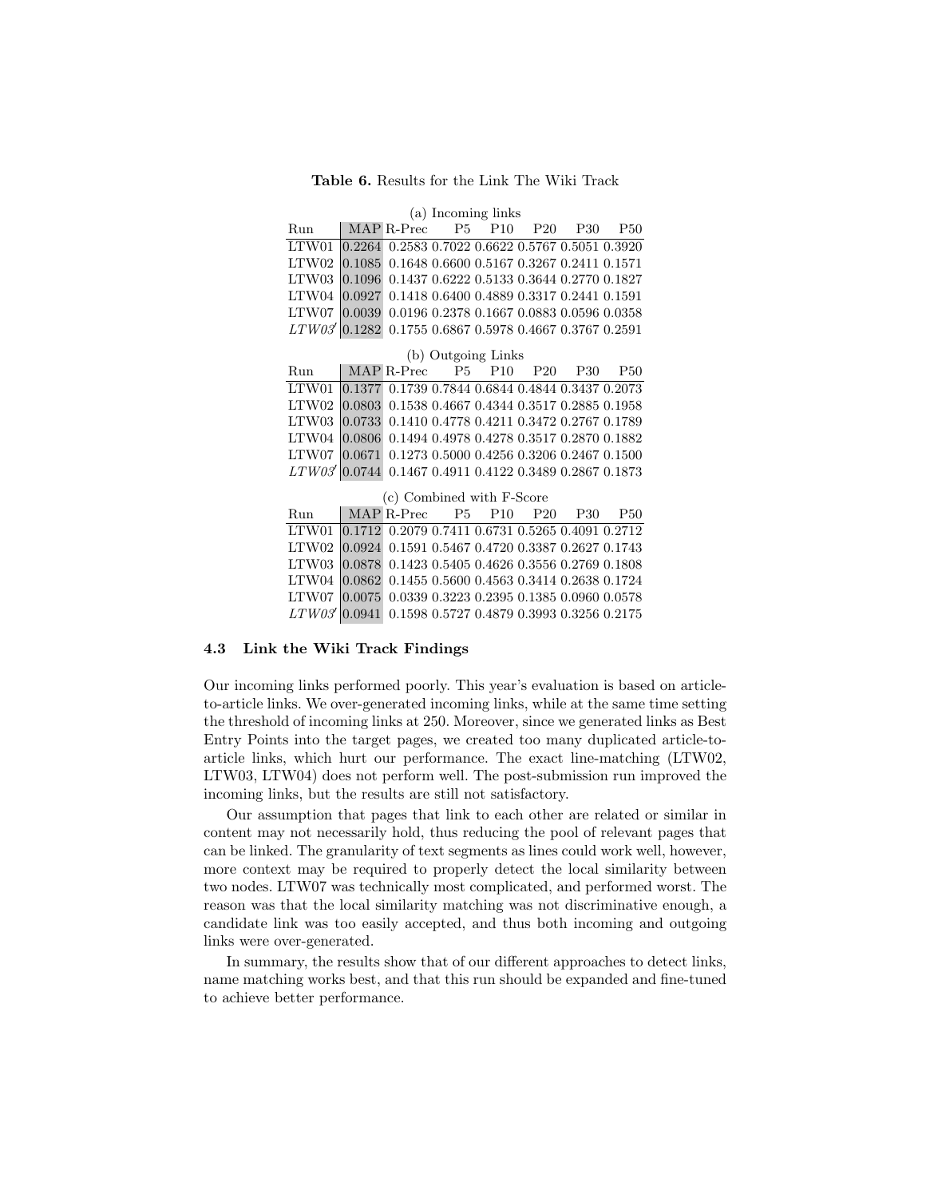**Table 6.** Results for the Link The Wiki Track

(a) Incoming links

| Run | MAP | R-Prec | P5 | P10 | P20 | P30 | P50 |
|---|---|---|---|---|---|---|---|
| LTW01 | 0.2264 | 0.2583 | 0.7022 | 0.6622 | 0.5767 | 0.5051 | 0.3920 |
| LTW02 | 0.1085 | 0.1648 | 0.6600 | 0.5167 | 0.3267 | 0.2411 | 0.1571 |
| LTW03 | 0.1096 | 0.1437 | 0.6222 | 0.5133 | 0.3644 | 0.2770 | 0.1827 |
| LTW04 | 0.0927 | 0.1418 | 0.6400 | 0.4889 | 0.3317 | 0.2441 | 0.1591 |
| LTW07 | 0.0039 | 0.0196 | 0.2378 | 0.1667 | 0.0883 | 0.0596 | 0.0358 |
| *LTW03′* | 0.1282 | 0.1755 | 0.6867 | 0.5978 | 0.4667 | 0.3767 | 0.2591 |

(b) Outgoing Links

| Run | MAP | R-Prec | P5 | P10 | P20 | P30 | P50 |
|---|---|---|---|---|---|---|---|
| LTW01 | 0.1377 | 0.1739 | 0.7844 | 0.6844 | 0.4844 | 0.3437 | 0.2073 |
| LTW02 | 0.0803 | 0.1538 | 0.4667 | 0.4344 | 0.3517 | 0.2885 | 0.1958 |
| LTW03 | 0.0733 | 0.1410 | 0.4778 | 0.4211 | 0.3472 | 0.2767 | 0.1789 |
| LTW04 | 0.0806 | 0.1494 | 0.4978 | 0.4278 | 0.3517 | 0.2870 | 0.1882 |
| LTW07 | 0.0671 | 0.1273 | 0.5000 | 0.4256 | 0.3206 | 0.2467 | 0.1500 |
| *LTW03′* | 0.0744 | 0.1467 | 0.4911 | 0.4122 | 0.3489 | 0.2867 | 0.1873 |

(c) Combined with F-Score

| Run | MAP | R-Prec | P5 | P10 | P20 | P30 | P50 |
|---|---|---|---|---|---|---|---|
| LTW01 | 0.1712 | 0.2079 | 0.7411 | 0.6731 | 0.5265 | 0.4091 | 0.2712 |
| LTW02 | 0.0924 | 0.1591 | 0.5467 | 0.4720 | 0.3387 | 0.2627 | 0.1743 |
| LTW03 | 0.0878 | 0.1423 | 0.5405 | 0.4626 | 0.3556 | 0.2769 | 0.1808 |
| LTW04 | 0.0862 | 0.1455 | 0.5600 | 0.4563 | 0.3414 | 0.2638 | 0.1724 |
| LTW07 | 0.0075 | 0.0339 | 0.3223 | 0.2395 | 0.1385 | 0.0960 | 0.0578 |
| *LTW03′* | 0.0941 | 0.1598 | 0.5727 | 0.4879 | 0.3993 | 0.3256 | 0.2175 |

### 4.3 Link the Wiki Track Findings

Our incoming links performed poorly. This year's evaluation is based on article-to-article links. We over-generated incoming links, while at the same time setting the threshold of incoming links at 250. Moreover, since we generated links as Best Entry Points into the target pages, we created too many duplicated article-to-article links, which hurt our performance. The exact line-matching (LTW02, LTW03, LTW04) does not perform well. The post-submission run improved the incoming links, but the results are still not satisfactory.

Our assumption that pages that link to each other are related or similar in content may not necessarily hold, thus reducing the pool of relevant pages that can be linked. The granularity of text segments as lines could work well, however, more context may be required to properly detect the local similarity between two nodes. LTW07 was technically most complicated, and performed worst. The reason was that the local similarity matching was not discriminative enough, a candidate link was too easily accepted, and thus both incoming and outgoing links were over-generated.

In summary, the results show that of our different approaches to detect links, name matching works best, and that this run should be expanded and fine-tuned to achieve better performance.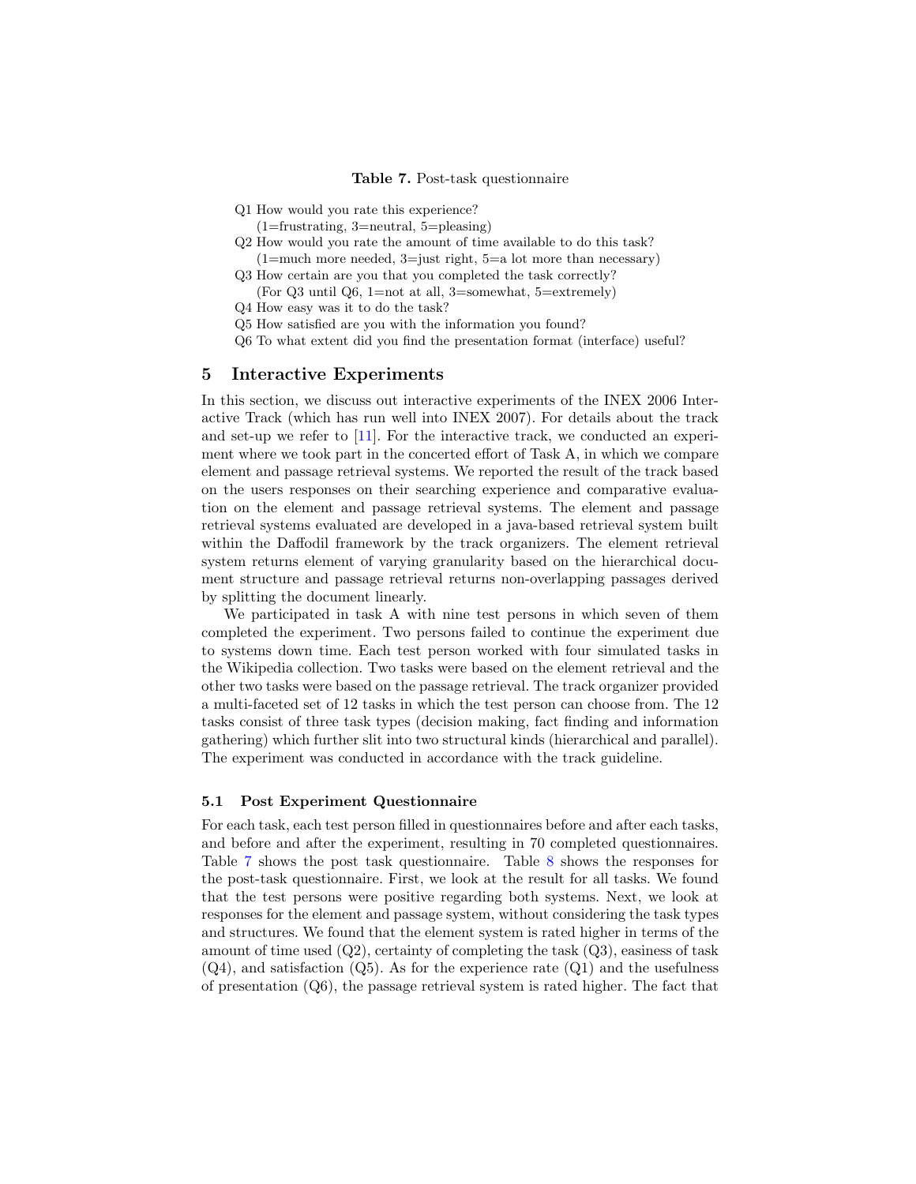**Table 7.** Post-task questionnaire

Q1 How would you rate this experience?
(1=frustrating, 3=neutral, 5=pleasing)

Q2 How would you rate the amount of time available to do this task?
(1=much more needed, 3=just right, 5=a lot more than necessary)

Q3 How certain are you that you completed the task correctly?
(For Q3 until Q6, 1=not at all, 3=somewhat, 5=extremely)

Q4 How easy was it to do the task?

Q5 How satisfied are you with the information you found?

Q6 To what extent did you find the presentation format (interface) useful?

## 5 Interactive Experiments

In this section, we discuss out interactive experiments of the INEX 2006 Interactive Track (which has run well into INEX 2007). For details about the track and set-up we refer to [11]. For the interactive track, we conducted an experiment where we took part in the concerted effort of Task A, in which we compare element and passage retrieval systems. We reported the result of the track based on the users responses on their searching experience and comparative evaluation on the element and passage retrieval systems. The element and passage retrieval systems evaluated are developed in a java-based retrieval system built within the Daffodil framework by the track organizers. The element retrieval system returns element of varying granularity based on the hierarchical document structure and passage retrieval returns non-overlapping passages derived by splitting the document linearly.

We participated in task A with nine test persons in which seven of them completed the experiment. Two persons failed to continue the experiment due to systems down time. Each test person worked with four simulated tasks in the Wikipedia collection. Two tasks were based on the element retrieval and the other two tasks were based on the passage retrieval. The track organizer provided a multi-faceted set of 12 tasks in which the test person can choose from. The 12 tasks consist of three task types (decision making, fact finding and information gathering) which further slit into two structural kinds (hierarchical and parallel). The experiment was conducted in accordance with the track guideline.

### 5.1 Post Experiment Questionnaire

For each task, each test person filled in questionnaires before and after each tasks, and before and after the experiment, resulting in 70 completed questionnaires. Table 7 shows the post task questionnaire. Table 8 shows the responses for the post-task questionnaire. First, we look at the result for all tasks. We found that the test persons were positive regarding both systems. Next, we look at responses for the element and passage system, without considering the task types and structures. We found that the element system is rated higher in terms of the amount of time used (Q2), certainty of completing the task (Q3), easiness of task (Q4), and satisfaction (Q5). As for the experience rate (Q1) and the usefulness of presentation (Q6), the passage retrieval system is rated higher. The fact that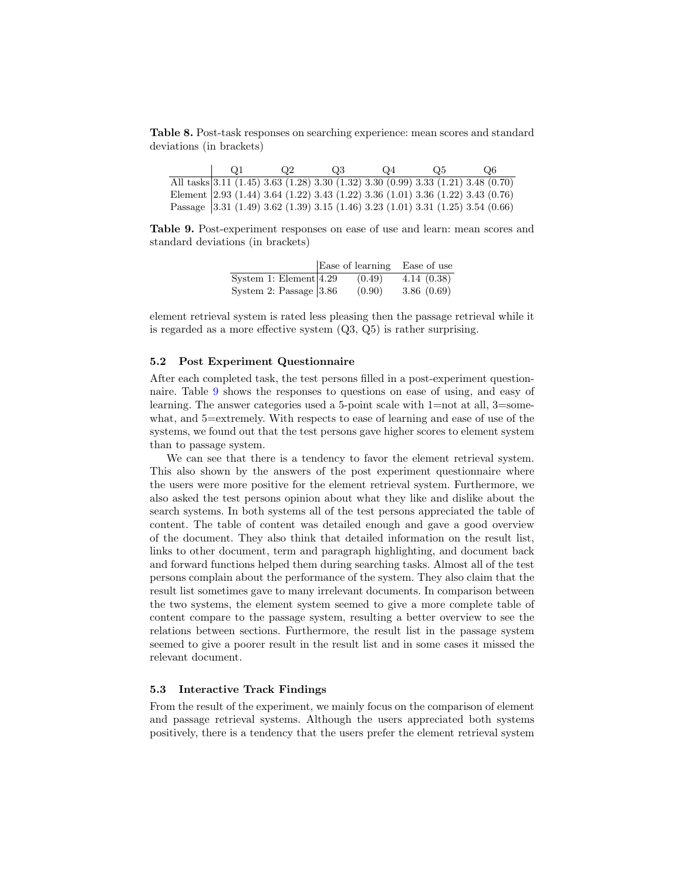**Table 8.** Post-task responses on searching experience: mean scores and standard deviations (in brackets)

| | Q1 | Q2 | Q3 | Q4 | Q5 | Q6 |
|---|---|---|---|---|---|---|
| All tasks | 3.11 (1.45) | 3.63 (1.28) | 3.30 (1.32) | 3.30 (0.99) | 3.33 (1.21) | 3.48 (0.70) |
| Element | 2.93 (1.44) | 3.64 (1.22) | 3.43 (1.22) | 3.36 (1.01) | 3.36 (1.22) | 3.43 (0.76) |
| Passage | 3.31 (1.49) | 3.62 (1.39) | 3.15 (1.46) | 3.23 (1.01) | 3.31 (1.25) | 3.54 (0.66) |

**Table 9.** Post-experiment responses on ease of use and learn: mean scores and standard deviations (in brackets)

| | Ease of learning | Ease of use |
|---|---|---|
| System 1: Element | 4.29 (0.49) | 4.14 (0.38) |
| System 2: Passage | 3.86 (0.90) | 3.86 (0.69) |

element retrieval system is rated less pleasing then the passage retrieval while it is regarded as a more effective system (Q3, Q5) is rather surprising.

### 5.2 Post Experiment Questionnaire

After each completed task, the test persons filled in a post-experiment questionnaire. Table 9 shows the responses to questions on ease of using, and easy of learning. The answer categories used a 5-point scale with 1=not at all, 3=somewhat, and 5=extremely. With respects to ease of learning and ease of use of the systems, we found out that the test persons gave higher scores to element system than to passage system.

We can see that there is a tendency to favor the element retrieval system. This also shown by the answers of the post experiment questionnaire where the users were more positive for the element retrieval system. Furthermore, we also asked the test persons opinion about what they like and dislike about the search systems. In both systems all of the test persons appreciated the table of content. The table of content was detailed enough and gave a good overview of the document. They also think that detailed information on the result list, links to other document, term and paragraph highlighting, and document back and forward functions helped them during searching tasks. Almost all of the test persons complain about the performance of the system. They also claim that the result list sometimes gave to many irrelevant documents. In comparison between the two systems, the element system seemed to give a more complete table of content compare to the passage system, resulting a better overview to see the relations between sections. Furthermore, the result list in the passage system seemed to give a poorer result in the result list and in some cases it missed the relevant document.

### 5.3 Interactive Track Findings

From the result of the experiment, we mainly focus on the comparison of element and passage retrieval systems. Although the users appreciated both systems positively, there is a tendency that the users prefer the element retrieval system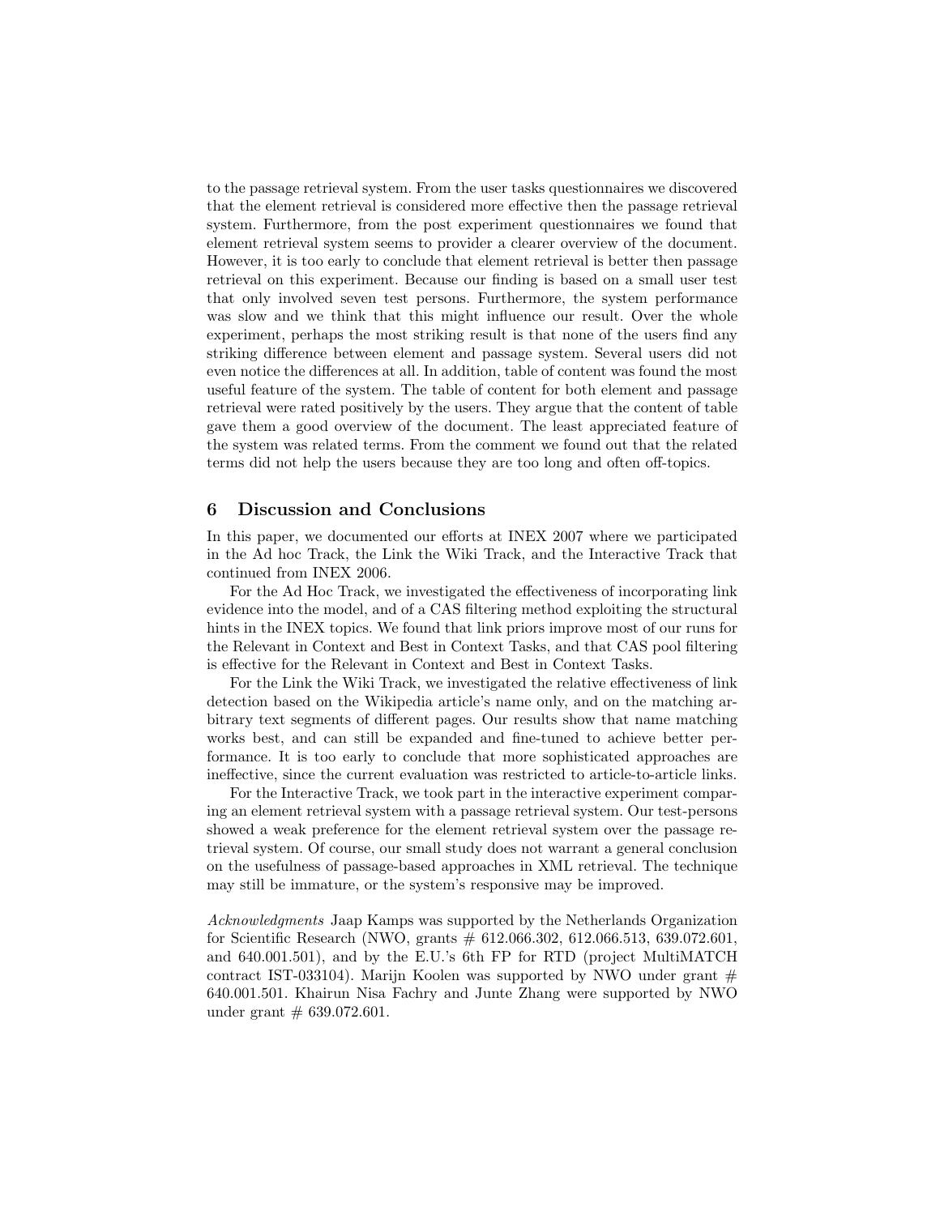to the passage retrieval system. From the user tasks questionnaires we discovered that the element retrieval is considered more effective then the passage retrieval system. Furthermore, from the post experiment questionnaires we found that element retrieval system seems to provider a clearer overview of the document. However, it is too early to conclude that element retrieval is better then passage retrieval on this experiment. Because our finding is based on a small user test that only involved seven test persons. Furthermore, the system performance was slow and we think that this might influence our result. Over the whole experiment, perhaps the most striking result is that none of the users find any striking difference between element and passage system. Several users did not even notice the differences at all. In addition, table of content was found the most useful feature of the system. The table of content for both element and passage retrieval were rated positively by the users. They argue that the content of table gave them a good overview of the document. The least appreciated feature of the system was related terms. From the comment we found out that the related terms did not help the users because they are too long and often off-topics.

## 6 Discussion and Conclusions

In this paper, we documented our efforts at INEX 2007 where we participated in the Ad hoc Track, the Link the Wiki Track, and the Interactive Track that continued from INEX 2006.

For the Ad Hoc Track, we investigated the effectiveness of incorporating link evidence into the model, and of a CAS filtering method exploiting the structural hints in the INEX topics. We found that link priors improve most of our runs for the Relevant in Context and Best in Context Tasks, and that CAS pool filtering is effective for the Relevant in Context and Best in Context Tasks.

For the Link the Wiki Track, we investigated the relative effectiveness of link detection based on the Wikipedia article's name only, and on the matching arbitrary text segments of different pages. Our results show that name matching works best, and can still be expanded and fine-tuned to achieve better performance. It is too early to conclude that more sophisticated approaches are ineffective, since the current evaluation was restricted to article-to-article links.

For the Interactive Track, we took part in the interactive experiment comparing an element retrieval system with a passage retrieval system. Our test-persons showed a weak preference for the element retrieval system over the passage retrieval system. Of course, our small study does not warrant a general conclusion on the usefulness of passage-based approaches in XML retrieval. The technique may still be immature, or the system's responsive may be improved.

*Acknowledgments* Jaap Kamps was supported by the Netherlands Organization for Scientific Research (NWO, grants # 612.066.302, 612.066.513, 639.072.601, and 640.001.501), and by the E.U.'s 6th FP for RTD (project MultiMATCH contract IST-033104). Marijn Koolen was supported by NWO under grant # 640.001.501. Khairun Nisa Fachry and Junte Zhang were supported by NWO under grant # 639.072.601.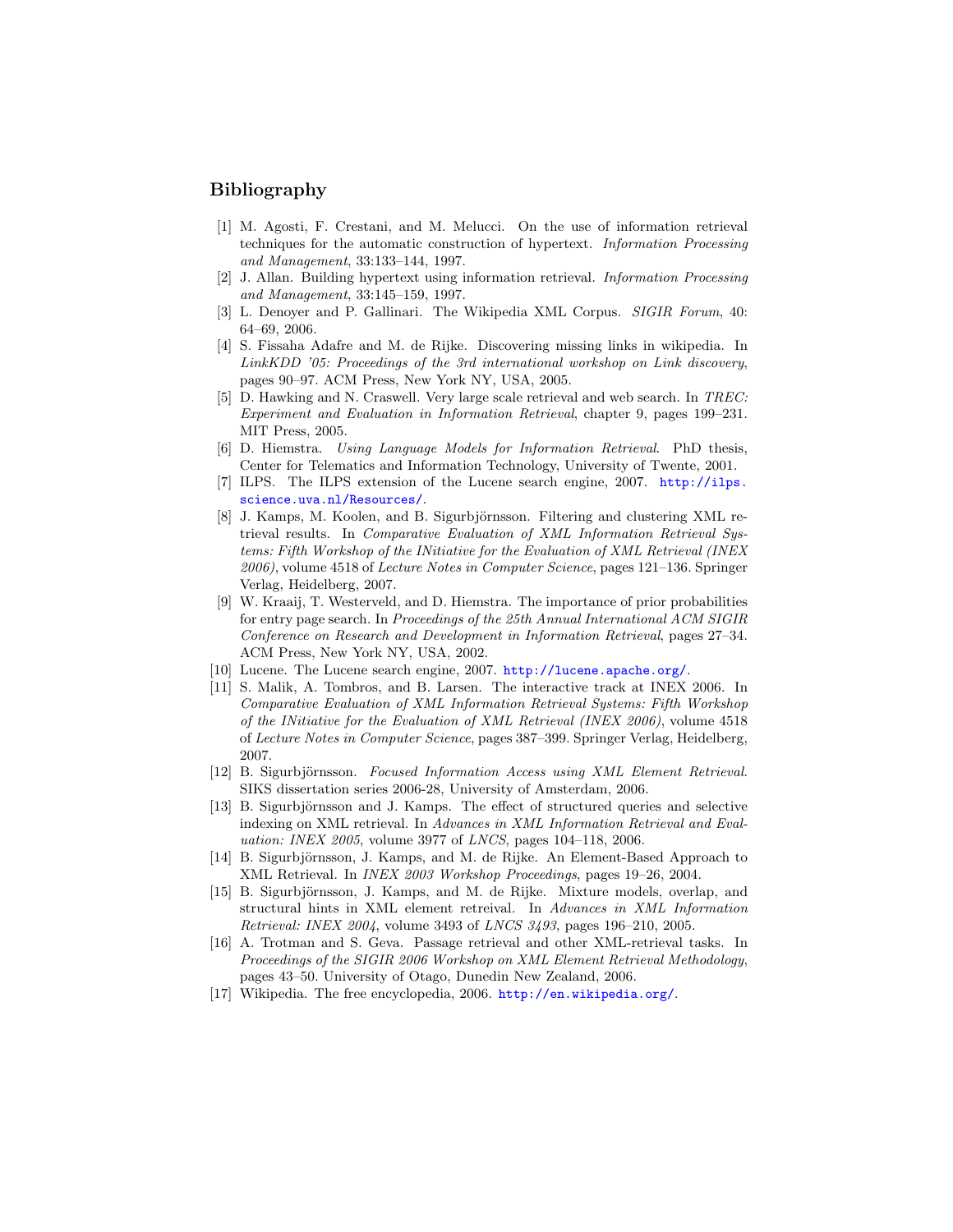## Bibliography

[1] M. Agosti, F. Crestani, and M. Melucci. On the use of information retrieval techniques for the automatic construction of hypertext. *Information Processing and Management*, 33:133–144, 1997.

[2] J. Allan. Building hypertext using information retrieval. *Information Processing and Management*, 33:145–159, 1997.

[3] L. Denoyer and P. Gallinari. The Wikipedia XML Corpus. *SIGIR Forum*, 40: 64–69, 2006.

[4] S. Fissaha Adafre and M. de Rijke. Discovering missing links in wikipedia. In *LinkKDD '05: Proceedings of the 3rd international workshop on Link discovery*, pages 90–97. ACM Press, New York NY, USA, 2005.

[5] D. Hawking and N. Craswell. Very large scale retrieval and web search. In *TREC: Experiment and Evaluation in Information Retrieval*, chapter 9, pages 199–231. MIT Press, 2005.

[6] D. Hiemstra. *Using Language Models for Information Retrieval*. PhD thesis, Center for Telematics and Information Technology, University of Twente, 2001.

[7] ILPS. The ILPS extension of the Lucene search engine, 2007. http://ilps.science.uva.nl/Resources/.

[8] J. Kamps, M. Koolen, and B. Sigurbjörnsson. Filtering and clustering XML retrieval results. In *Comparative Evaluation of XML Information Retrieval Systems: Fifth Workshop of the INitiative for the Evaluation of XML Retrieval (INEX 2006)*, volume 4518 of *Lecture Notes in Computer Science*, pages 121–136. Springer Verlag, Heidelberg, 2007.

[9] W. Kraaij, T. Westerveld, and D. Hiemstra. The importance of prior probabilities for entry page search. In *Proceedings of the 25th Annual International ACM SIGIR Conference on Research and Development in Information Retrieval*, pages 27–34. ACM Press, New York NY, USA, 2002.

[10] Lucene. The Lucene search engine, 2007. http://lucene.apache.org/.

[11] S. Malik, A. Tombros, and B. Larsen. The interactive track at INEX 2006. In *Comparative Evaluation of XML Information Retrieval Systems: Fifth Workshop of the INitiative for the Evaluation of XML Retrieval (INEX 2006)*, volume 4518 of *Lecture Notes in Computer Science*, pages 387–399. Springer Verlag, Heidelberg, 2007.

[12] B. Sigurbjörnsson. *Focused Information Access using XML Element Retrieval*. SIKS dissertation series 2006-28, University of Amsterdam, 2006.

[13] B. Sigurbjörnsson and J. Kamps. The effect of structured queries and selective indexing on XML retrieval. In *Advances in XML Information Retrieval and Evaluation: INEX 2005*, volume 3977 of *LNCS*, pages 104–118, 2006.

[14] B. Sigurbjörnsson, J. Kamps, and M. de Rijke. An Element-Based Approach to XML Retrieval. In *INEX 2003 Workshop Proceedings*, pages 19–26, 2004.

[15] B. Sigurbjörnsson, J. Kamps, and M. de Rijke. Mixture models, overlap, and structural hints in XML element retreival. In *Advances in XML Information Retrieval: INEX 2004*, volume 3493 of *LNCS 3493*, pages 196–210, 2005.

[16] A. Trotman and S. Geva. Passage retrieval and other XML-retrieval tasks. In *Proceedings of the SIGIR 2006 Workshop on XML Element Retrieval Methodology*, pages 43–50. University of Otago, Dunedin New Zealand, 2006.

[17] Wikipedia. The free encyclopedia, 2006. http://en.wikipedia.org/.